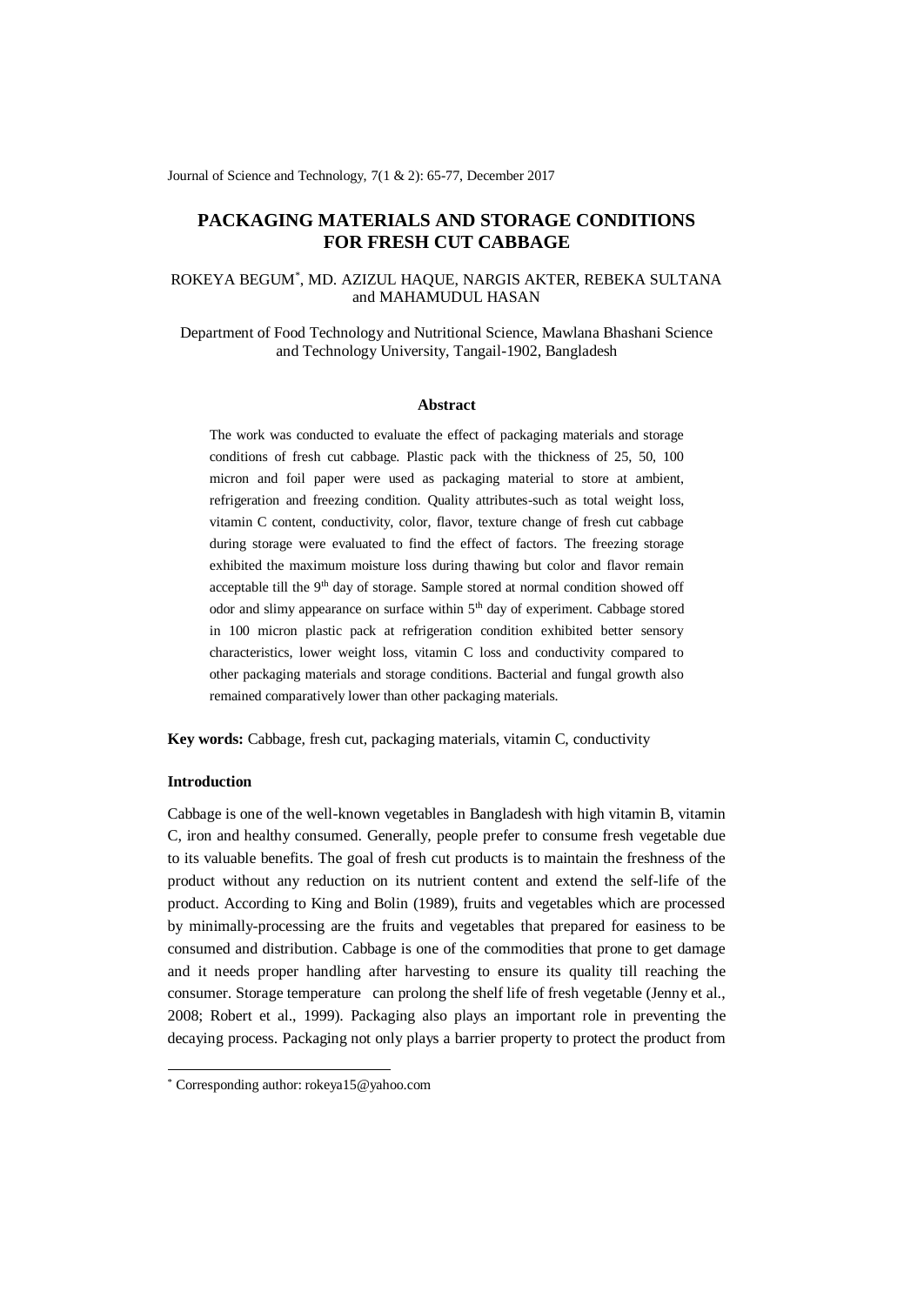# PACKAGING MATERIALS AND STORAGE CONDITIONS FOR FRESH CUT CABBAGE

ROKEYA BEGUM[*], MD. AZIZUL HAQUE, NARGIS AKTER, REBEKA SULTANA and MAHAMUDUL HASAN

Department of Food Technology and Nutritional Science, Mawlana Bhashani Science and Technology University, Tangail-1902, Bangladesh

## Abstract

The work was conducted to evaluate the effect of packaging materials and storage conditions of fresh cut cabbage. Plastic pack with the thickness of 25, 50, 100 micron and foil paper were used as packaging material to store at ambient, refrigeration and freezing condition. Quality attributes-such as total weight loss, vitamin C content, conductivity, color, flavor, texture change of fresh cut cabbage during storage were evaluated to find the effect of factors. The freezing storage exhibited the maximum moisture loss during thawing but color and flavor remain acceptable till the 9[th] day of storage. Sample stored at normal condition showed off odor and slimy appearance on surface within 5[th] day of experiment. Cabbage stored in 100 micron plastic pack at refrigeration condition exhibited better sensory characteristics, lower weight loss, vitamin C loss and conductivity compared to other packaging materials and storage conditions. Bacterial and fungal growth also remained comparatively lower than other packaging materials.

**Key words:** Cabbage, fresh cut, packaging materials, vitamin C, conductivity

## Introduction

Cabbage is one of the well-known vegetables in Bangladesh with high vitamin B, vitamin C, iron and healthy consumed. Generally, people prefer to consume fresh vegetable due to its valuable benefits. The goal of fresh cut products is to maintain the freshness of the product without any reduction on its nutrient content and extend the self-life of the product. According to King and Bolin (1989), fruits and vegetables which are processed by minimally-processing are the fruits and vegetables that prepared for easiness to be consumed and distribution. Cabbage is one of the commodities that prone to get damage and it needs proper handling after harvesting to ensure its quality till reaching the consumer. Storage temperature can prolong the shelf life of fresh vegetable (Jenny et al., 2008; Robert et al., 1999). Packaging also plays an important role in preventing the decaying process. Packaging not only plays a barrier property to protect the product from

---

[*] Corresponding author: rokeya15@yahoo.com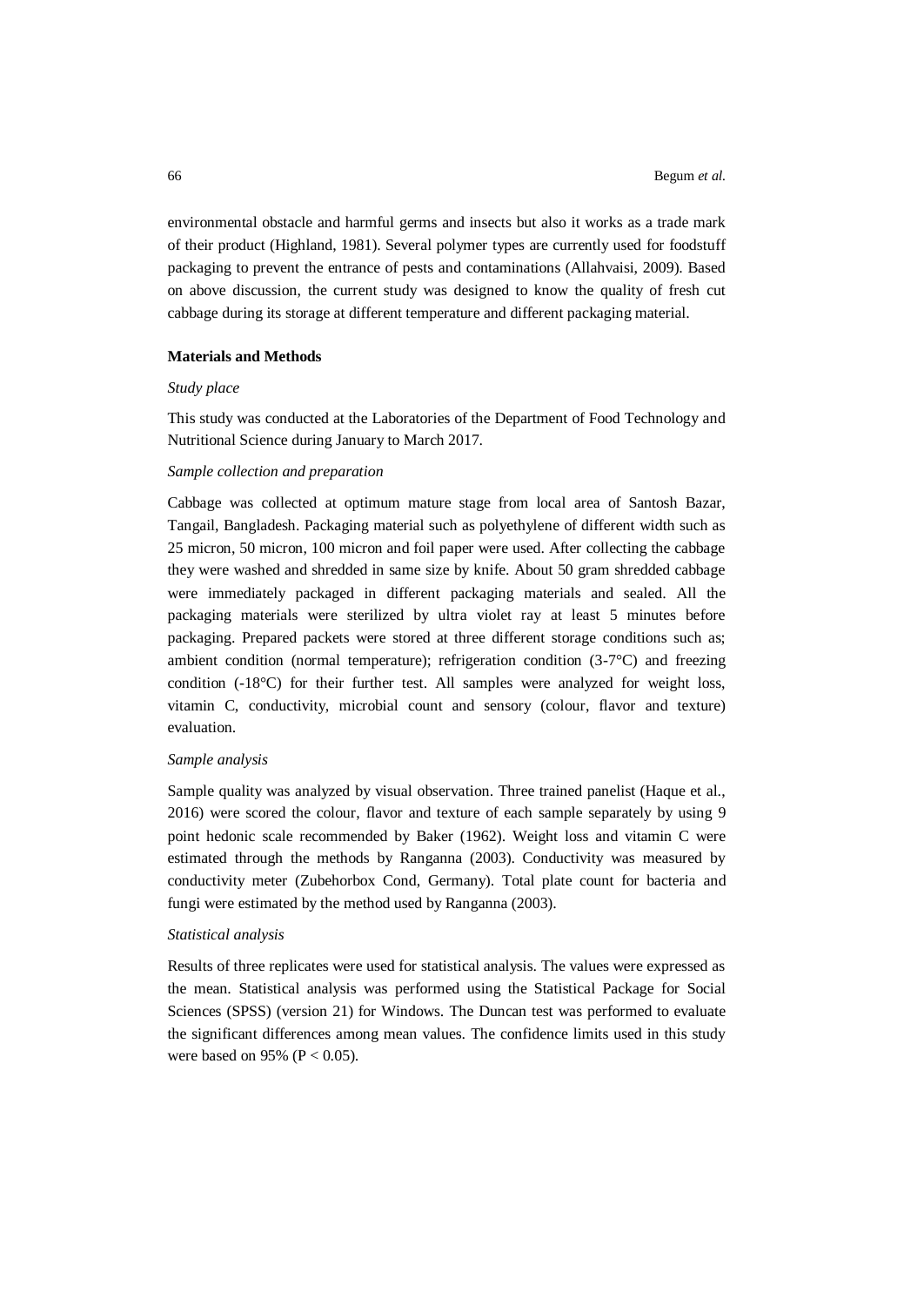environmental obstacle and harmful germs and insects but also it works as a trade mark of their product (Highland, 1981). Several polymer types are currently used for foodstuff packaging to prevent the entrance of pests and contaminations (Allahvaisi, 2009). Based on above discussion, the current study was designed to know the quality of fresh cut cabbage during its storage at different temperature and different packaging material.

## Materials and Methods

### *Study place*

This study was conducted at the Laboratories of the Department of Food Technology and Nutritional Science during January to March 2017.

### *Sample collection and preparation*

Cabbage was collected at optimum mature stage from local area of Santosh Bazar, Tangail, Bangladesh. Packaging material such as polyethylene of different width such as 25 micron, 50 micron, 100 micron and foil paper were used. After collecting the cabbage they were washed and shredded in same size by knife. About 50 gram shredded cabbage were immediately packaged in different packaging materials and sealed. All the packaging materials were sterilized by ultra violet ray at least 5 minutes before packaging. Prepared packets were stored at three different storage conditions such as; ambient condition (normal temperature); refrigeration condition (3-7°C) and freezing condition (-18°C) for their further test. All samples were analyzed for weight loss, vitamin C, conductivity, microbial count and sensory (colour, flavor and texture) evaluation.

### *Sample analysis*

Sample quality was analyzed by visual observation. Three trained panelist (Haque et al., 2016) were scored the colour, flavor and texture of each sample separately by using 9 point hedonic scale recommended by Baker (1962). Weight loss and vitamin C were estimated through the methods by Ranganna (2003). Conductivity was measured by conductivity meter (Zubehorbox Cond, Germany). Total plate count for bacteria and fungi were estimated by the method used by Ranganna (2003).

### *Statistical analysis*

Results of three replicates were used for statistical analysis. The values were expressed as the mean. Statistical analysis was performed using the Statistical Package for Social Sciences (SPSS) (version 21) for Windows. The Duncan test was performed to evaluate the significant differences among mean values. The confidence limits used in this study were based on 95% ($P < 0.05$).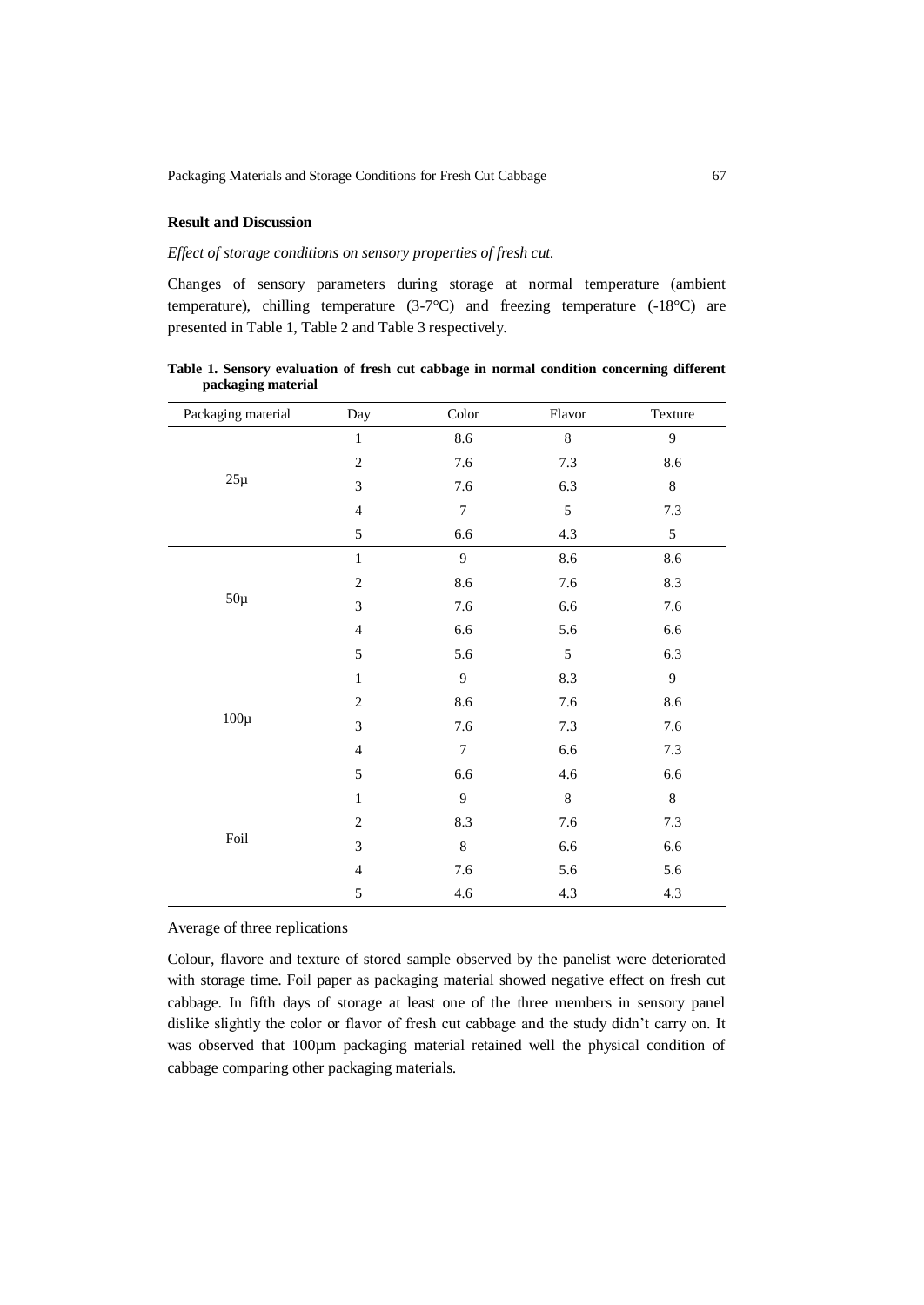## Result and Discussion

*Effect of storage conditions on sensory properties of fresh cut.*

Changes of sensory parameters during storage at normal temperature (ambient temperature), chilling temperature (3-7°C) and freezing temperature (-18°C) are presented in Table 1, Table 2 and Table 3 respectively.

**Table 1. Sensory evaluation of fresh cut cabbage in normal condition concerning different packaging material**

| Packaging material | Day | Color | Flavor | Texture |
|---|---|---|---|---|
| 25µ | 1 | 8.6 | 8 | 9 |
| | 2 | 7.6 | 7.3 | 8.6 |
| | 3 | 7.6 | 6.3 | 8 |
| | 4 | 7 | 5 | 7.3 |
| | 5 | 6.6 | 4.3 | 5 |
| 50µ | 1 | 9 | 8.6 | 8.6 |
| | 2 | 8.6 | 7.6 | 8.3 |
| | 3 | 7.6 | 6.6 | 7.6 |
| | 4 | 6.6 | 5.6 | 6.6 |
| | 5 | 5.6 | 5 | 6.3 |
| 100µ | 1 | 9 | 8.3 | 9 |
| | 2 | 8.6 | 7.6 | 8.6 |
| | 3 | 7.6 | 7.3 | 7.6 |
| | 4 | 7 | 6.6 | 7.3 |
| | 5 | 6.6 | 4.6 | 6.6 |
| Foil | 1 | 9 | 8 | 8 |
| | 2 | 8.3 | 7.6 | 7.3 |
| | 3 | 8 | 6.6 | 6.6 |
| | 4 | 7.6 | 5.6 | 5.6 |
| | 5 | 4.6 | 4.3 | 4.3 |

Average of three replications

Colour, flavore and texture of stored sample observed by the panelist were deteriorated with storage time. Foil paper as packaging material showed negative effect on fresh cut cabbage. In fifth days of storage at least one of the three members in sensory panel dislike slightly the color or flavor of fresh cut cabbage and the study didn't carry on. It was observed that 100µm packaging material retained well the physical condition of cabbage comparing other packaging materials.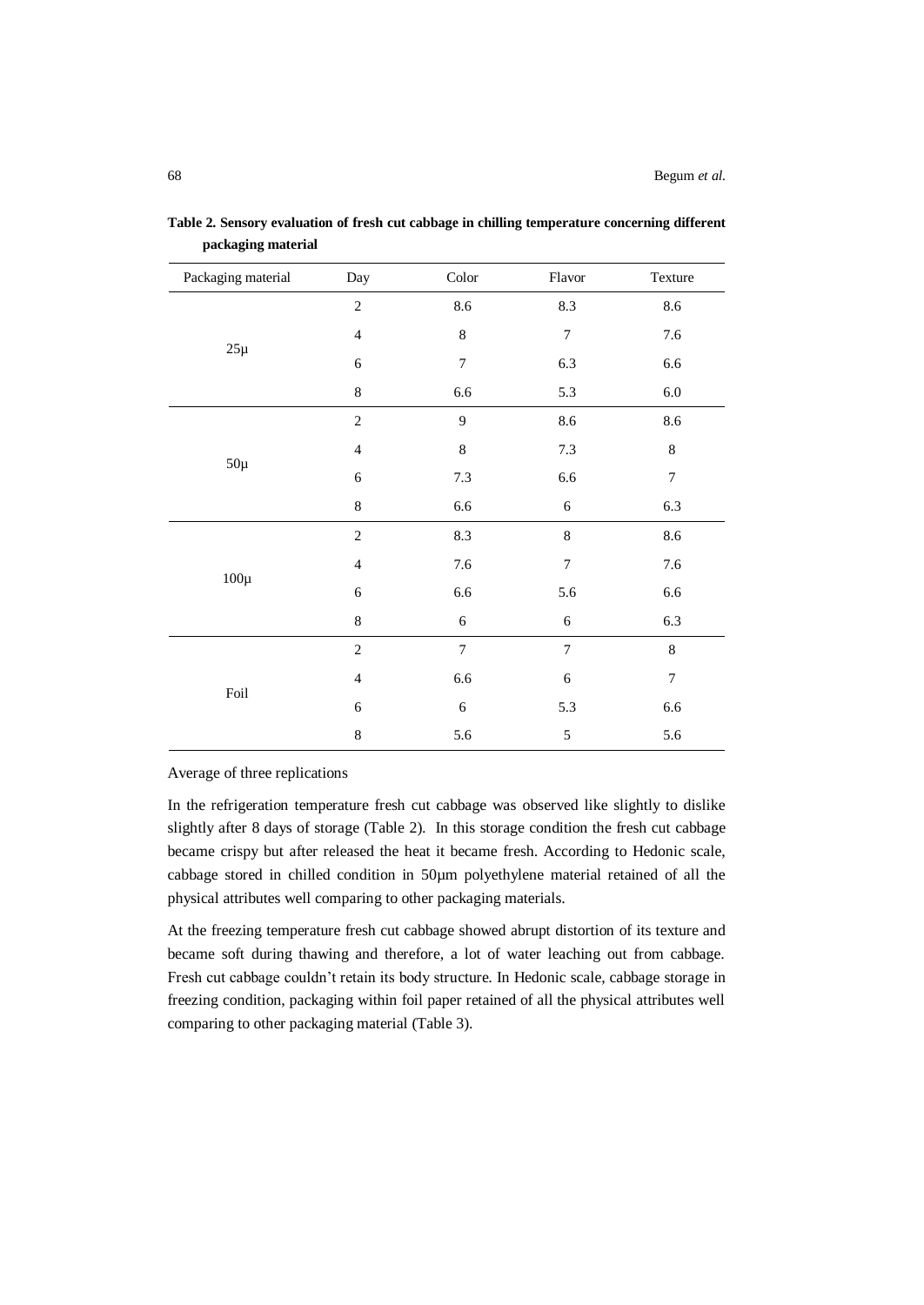**Table 2. Sensory evaluation of fresh cut cabbage in chilling temperature concerning different packaging material**

| Packaging material | Day | Color | Flavor | Texture |
|---|---|---|---|---|
| 25µ | 2 | 8.6 | 8.3 | 8.6 |
| | 4 | 8 | 7 | 7.6 |
| | 6 | 7 | 6.3 | 6.6 |
| | 8 | 6.6 | 5.3 | 6.0 |
| 50µ | 2 | 9 | 8.6 | 8.6 |
| | 4 | 8 | 7.3 | 8 |
| | 6 | 7.3 | 6.6 | 7 |
| | 8 | 6.6 | 6 | 6.3 |
| 100µ | 2 | 8.3 | 8 | 8.6 |
| | 4 | 7.6 | 7 | 7.6 |
| | 6 | 6.6 | 5.6 | 6.6 |
| | 8 | 6 | 6 | 6.3 |
| Foil | 2 | 7 | 7 | 8 |
| | 4 | 6.6 | 6 | 7 |
| | 6 | 6 | 5.3 | 6.6 |
| | 8 | 5.6 | 5 | 5.6 |

Average of three replications

In the refrigeration temperature fresh cut cabbage was observed like slightly to dislike slightly after 8 days of storage (Table 2). In this storage condition the fresh cut cabbage became crispy but after released the heat it became fresh. According to Hedonic scale, cabbage stored in chilled condition in 50µm polyethylene material retained of all the physical attributes well comparing to other packaging materials.

At the freezing temperature fresh cut cabbage showed abrupt distortion of its texture and became soft during thawing and therefore, a lot of water leaching out from cabbage. Fresh cut cabbage couldn't retain its body structure. In Hedonic scale, cabbage storage in freezing condition, packaging within foil paper retained of all the physical attributes well comparing to other packaging material (Table 3).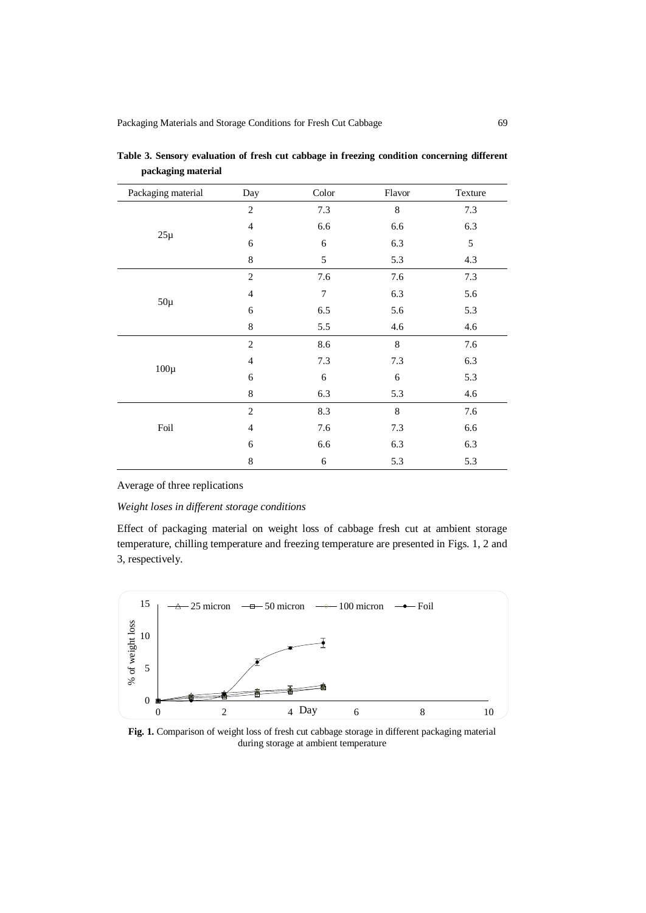**Table 3. Sensory evaluation of fresh cut cabbage in freezing condition concerning different packaging material**

| Packaging material | Day | Color | Flavor | Texture |
|---|---|---|---|---|
| 25µ | 2 | 7.3 | 8 | 7.3 |
| | 4 | 6.6 | 6.6 | 6.3 |
| | 6 | 6 | 6.3 | 5 |
| | 8 | 5 | 5.3 | 4.3 |
| 50µ | 2 | 7.6 | 7.6 | 7.3 |
| | 4 | 7 | 6.3 | 5.6 |
| | 6 | 6.5 | 5.6 | 5.3 |
| | 8 | 5.5 | 4.6 | 4.6 |
| 100µ | 2 | 8.6 | 8 | 7.6 |
| | 4 | 7.3 | 7.3 | 6.3 |
| | 6 | 6 | 6 | 5.3 |
| | 8 | 6.3 | 5.3 | 4.6 |
| Foil | 2 | 8.3 | 8 | 7.6 |
| | 4 | 7.6 | 7.3 | 6.6 |
| | 6 | 6.6 | 6.3 | 6.3 |
| | 8 | 6 | 5.3 | 5.3 |

Average of three replications

*Weight loses in different storage conditions*

Effect of packaging material on weight loss of cabbage fresh cut at ambient storage temperature, chilling temperature and freezing temperature are presented in Figs. 1, 2 and 3, respectively.

**Fig. 1.** Comparison of weight loss of fresh cut cabbage storage in different packaging material during storage at ambient temperature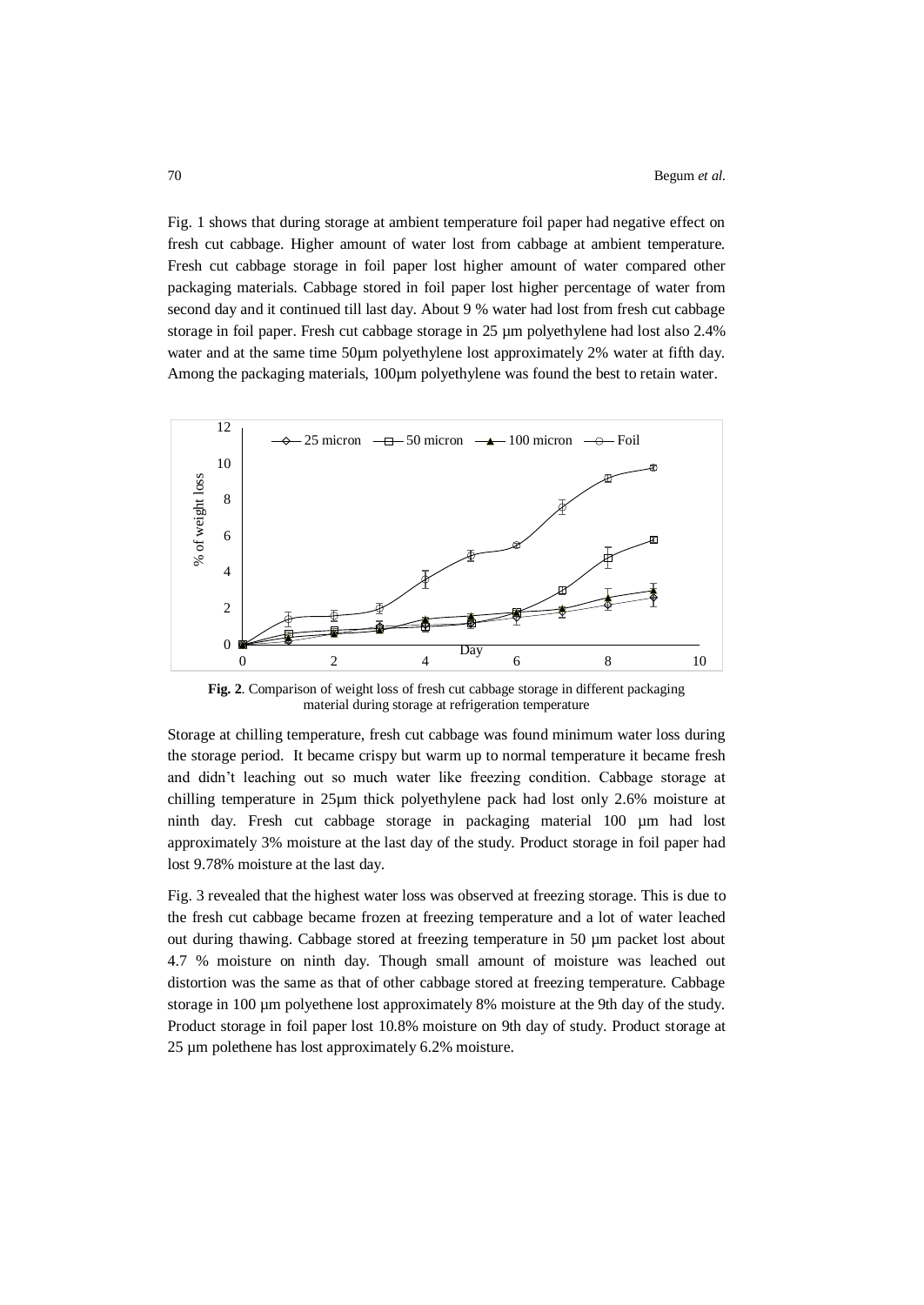Fig. 1 shows that during storage at ambient temperature foil paper had negative effect on fresh cut cabbage. Higher amount of water lost from cabbage at ambient temperature. Fresh cut cabbage storage in foil paper lost higher amount of water compared other packaging materials. Cabbage stored in foil paper lost higher percentage of water from second day and it continued till last day. About 9 % water had lost from fresh cut cabbage storage in foil paper. Fresh cut cabbage storage in 25 µm polyethylene had lost also 2.4% water and at the same time 50µm polyethylene lost approximately 2% water at fifth day. Among the packaging materials, 100µm polyethylene was found the best to retain water.

**Fig. 2**. Comparison of weight loss of fresh cut cabbage storage in different packaging material during storage at refrigeration temperature

Storage at chilling temperature, fresh cut cabbage was found minimum water loss during the storage period. It became crispy but warm up to normal temperature it became fresh and didn't leaching out so much water like freezing condition. Cabbage storage at chilling temperature in 25µm thick polyethylene pack had lost only 2.6% moisture at ninth day. Fresh cut cabbage storage in packaging material 100 µm had lost approximately 3% moisture at the last day of the study. Product storage in foil paper had lost 9.78% moisture at the last day.

Fig. 3 revealed that the highest water loss was observed at freezing storage. This is due to the fresh cut cabbage became frozen at freezing temperature and a lot of water leached out during thawing. Cabbage stored at freezing temperature in 50 µm packet lost about 4.7 % moisture on ninth day. Though small amount of moisture was leached out distortion was the same as that of other cabbage stored at freezing temperature. Cabbage storage in 100 µm polyethene lost approximately 8% moisture at the 9th day of the study. Product storage in foil paper lost 10.8% moisture on 9th day of study. Product storage at 25 µm polethene has lost approximately 6.2% moisture.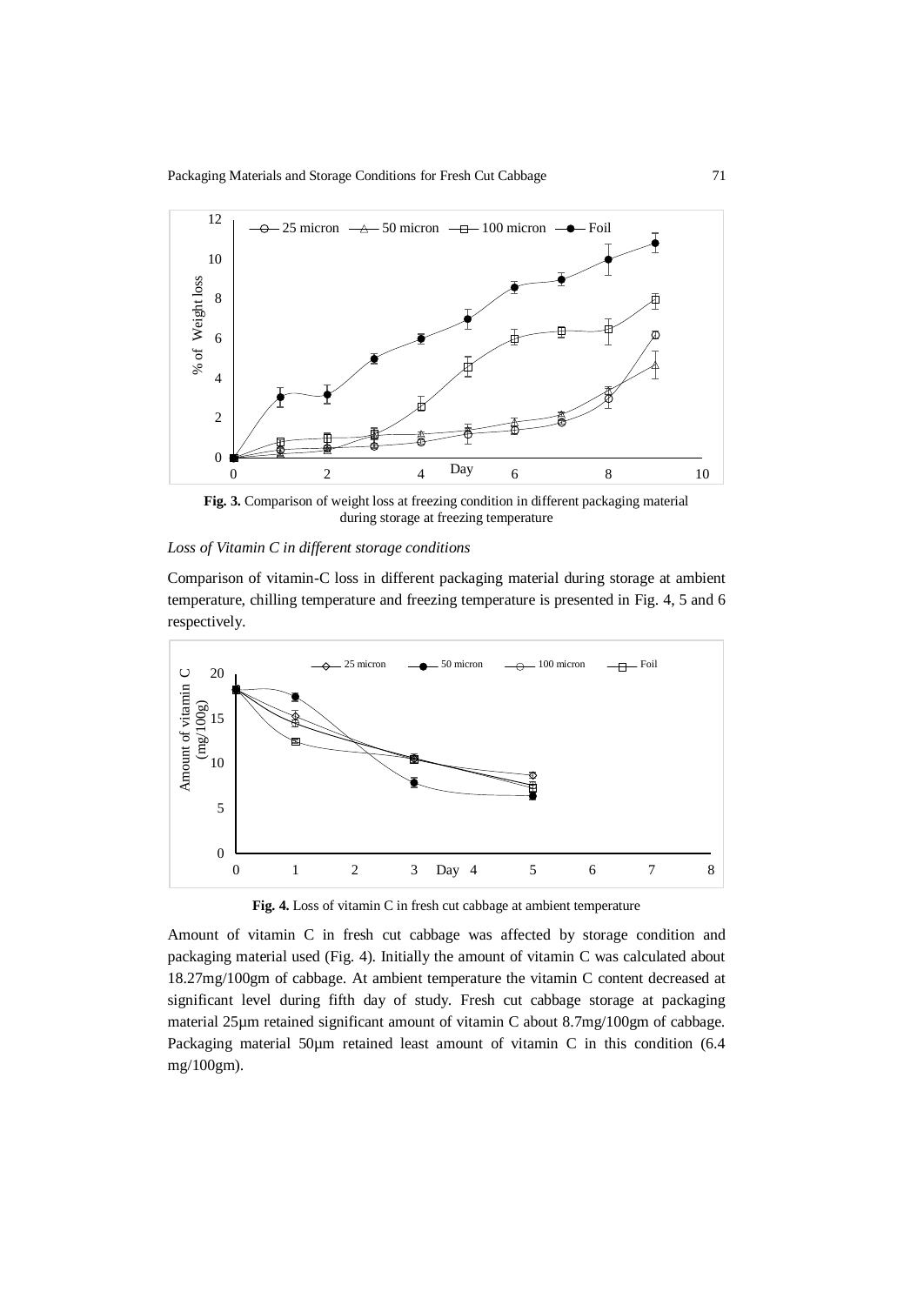**Fig. 3.** Comparison of weight loss at freezing condition in different packaging material during storage at freezing temperature

*Loss of Vitamin C in different storage conditions*

Comparison of vitamin-C loss in different packaging material during storage at ambient temperature, chilling temperature and freezing temperature is presented in Fig. 4, 5 and 6 respectively.

**Fig. 4.** Loss of vitamin C in fresh cut cabbage at ambient temperature

Amount of vitamin C in fresh cut cabbage was affected by storage condition and packaging material used (Fig. 4). Initially the amount of vitamin C was calculated about 18.27mg/100gm of cabbage. At ambient temperature the vitamin C content decreased at significant level during fifth day of study. Fresh cut cabbage storage at packaging material 25µm retained significant amount of vitamin C about 8.7mg/100gm of cabbage. Packaging material 50µm retained least amount of vitamin C in this condition (6.4 mg/100gm).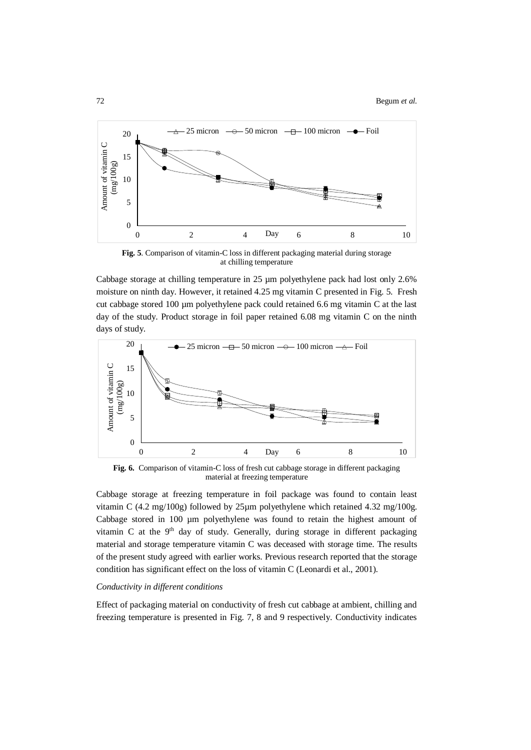Fig. 5. Comparison of vitamin-C loss in different packaging material during storage at chilling temperature

Cabbage storage at chilling temperature in 25 µm polyethylene pack had lost only 2.6% moisture on ninth day. However, it retained 4.25 mg vitamin C presented in Fig. 5. Fresh cut cabbage stored 100 µm polyethylene pack could retained 6.6 mg vitamin C at the last day of the study. Product storage in foil paper retained 6.08 mg vitamin C on the ninth days of study.

Fig. 6. Comparison of vitamin-C loss of fresh cut cabbage storage in different packaging material at freezing temperature

Cabbage storage at freezing temperature in foil package was found to contain least vitamin C (4.2 mg/100g) followed by 25µm polyethylene which retained 4.32 mg/100g. Cabbage stored in 100 µm polyethylene was found to retain the highest amount of vitamin C at the 9th day of study. Generally, during storage in different packaging material and storage temperature vitamin C was deceased with storage time. The results of the present study agreed with earlier works. Previous research reported that the storage condition has significant effect on the loss of vitamin C (Leonardi et al., 2001).

*Conductivity in different conditions*

Effect of packaging material on conductivity of fresh cut cabbage at ambient, chilling and freezing temperature is presented in Fig. 7, 8 and 9 respectively. Conductivity indicates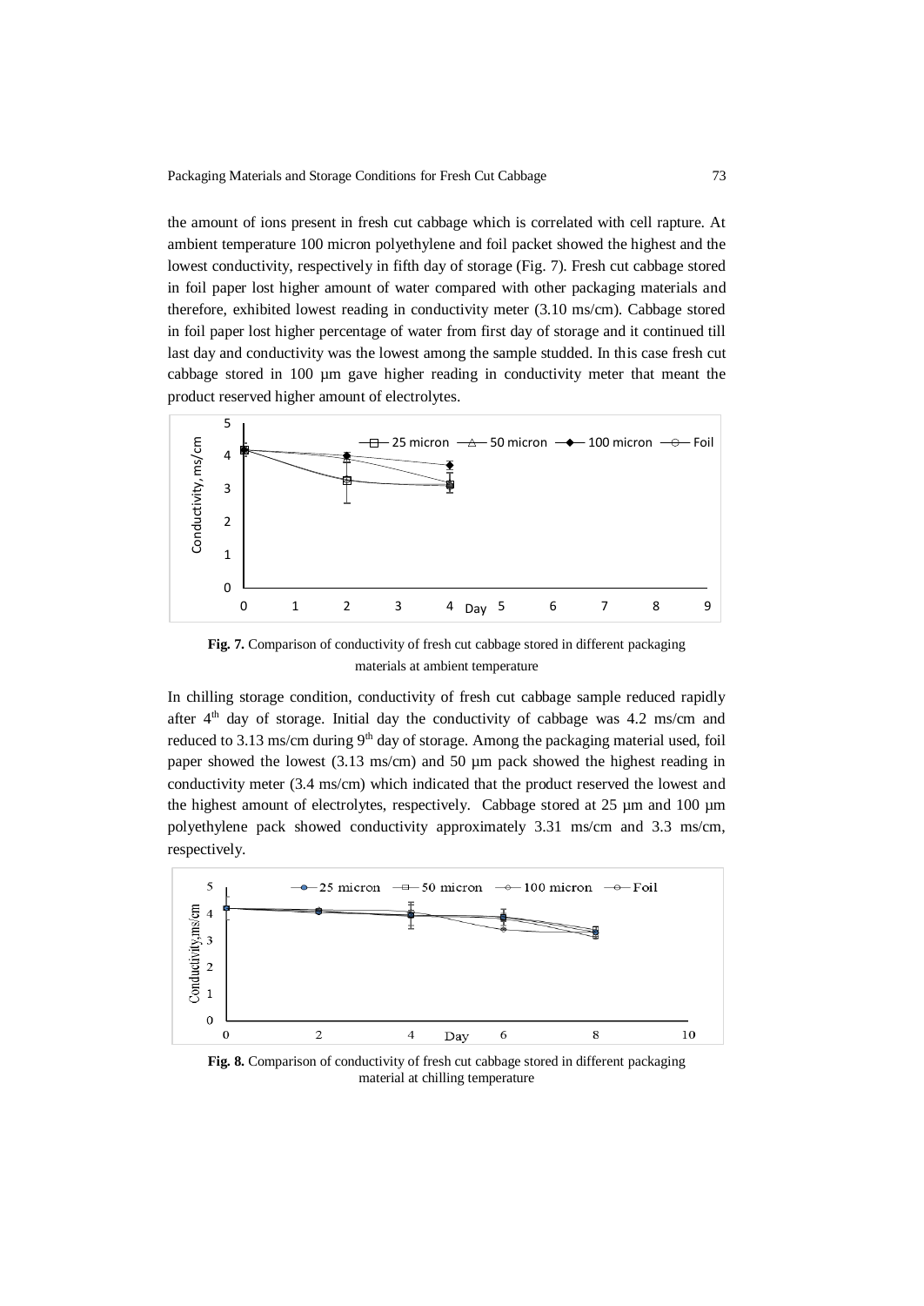the amount of ions present in fresh cut cabbage which is correlated with cell rapture. At ambient temperature 100 micron polyethylene and foil packet showed the highest and the lowest conductivity, respectively in fifth day of storage (Fig. 7). Fresh cut cabbage stored in foil paper lost higher amount of water compared with other packaging materials and therefore, exhibited lowest reading in conductivity meter (3.10 ms/cm). Cabbage stored in foil paper lost higher percentage of water from first day of storage and it continued till last day and conductivity was the lowest among the sample studded. In this case fresh cut cabbage stored in 100 µm gave higher reading in conductivity meter that meant the product reserved higher amount of electrolytes.

**Fig. 7.** Comparison of conductivity of fresh cut cabbage stored in different packaging materials at ambient temperature

In chilling storage condition, conductivity of fresh cut cabbage sample reduced rapidly after 4th day of storage. Initial day the conductivity of cabbage was 4.2 ms/cm and reduced to 3.13 ms/cm during 9th day of storage. Among the packaging material used, foil paper showed the lowest (3.13 ms/cm) and 50 µm pack showed the highest reading in conductivity meter (3.4 ms/cm) which indicated that the product reserved the lowest and the highest amount of electrolytes, respectively. Cabbage stored at 25 µm and 100 µm polyethylene pack showed conductivity approximately 3.31 ms/cm and 3.3 ms/cm, respectively.

**Fig. 8.** Comparison of conductivity of fresh cut cabbage stored in different packaging material at chilling temperature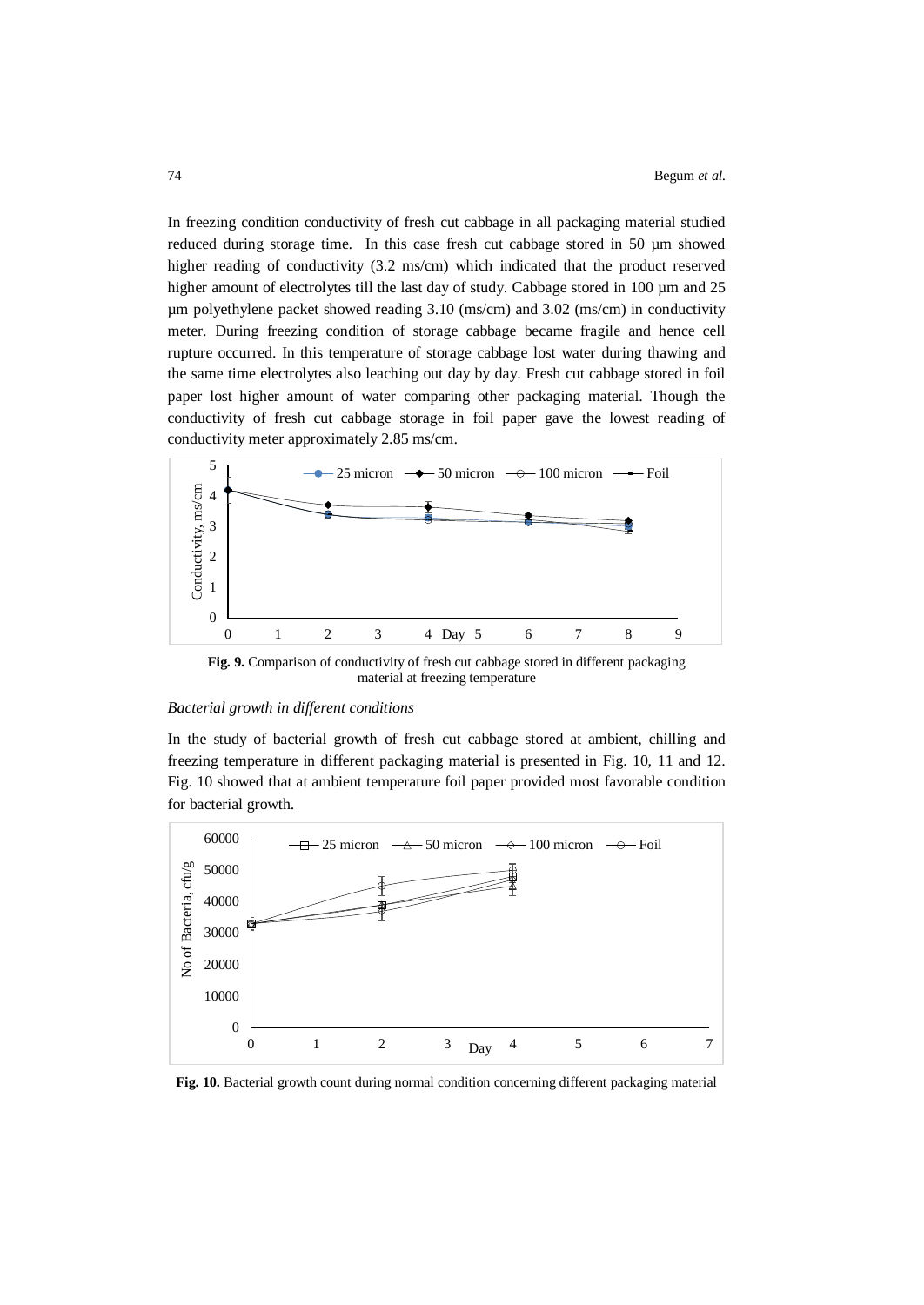In freezing condition conductivity of fresh cut cabbage in all packaging material studied reduced during storage time. In this case fresh cut cabbage stored in 50 µm showed higher reading of conductivity (3.2 ms/cm) which indicated that the product reserved higher amount of electrolytes till the last day of study. Cabbage stored in 100 µm and 25 µm polyethylene packet showed reading 3.10 (ms/cm) and 3.02 (ms/cm) in conductivity meter. During freezing condition of storage cabbage became fragile and hence cell rupture occurred. In this temperature of storage cabbage lost water during thawing and the same time electrolytes also leaching out day by day. Fresh cut cabbage stored in foil paper lost higher amount of water comparing other packaging material. Though the conductivity of fresh cut cabbage storage in foil paper gave the lowest reading of conductivity meter approximately 2.85 ms/cm.

**Fig. 9.** Comparison of conductivity of fresh cut cabbage stored in different packaging material at freezing temperature

*Bacterial growth in different conditions*

In the study of bacterial growth of fresh cut cabbage stored at ambient, chilling and freezing temperature in different packaging material is presented in Fig. 10, 11 and 12. Fig. 10 showed that at ambient temperature foil paper provided most favorable condition for bacterial growth.

**Fig. 10.** Bacterial growth count during normal condition concerning different packaging material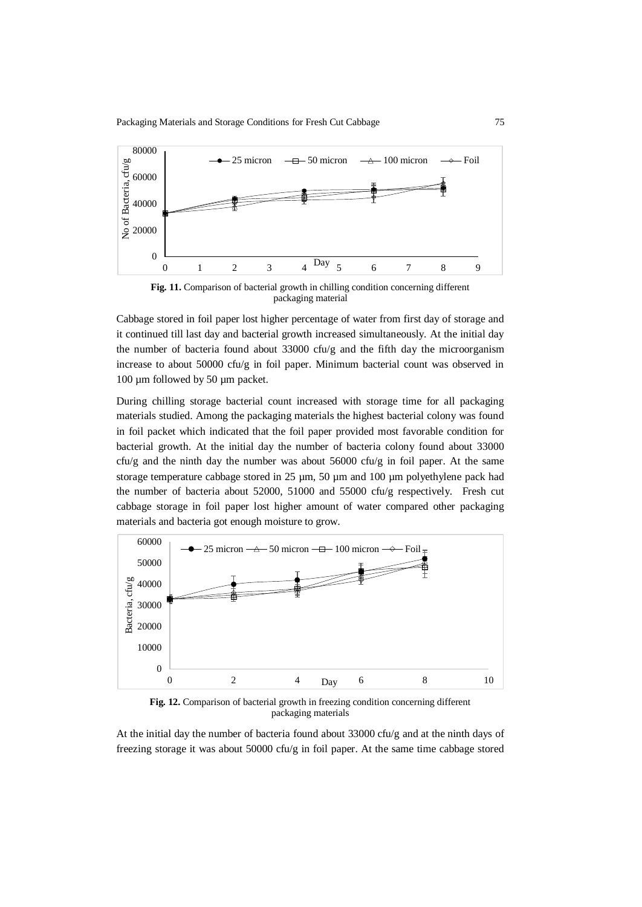**Fig. 11.** Comparison of bacterial growth in chilling condition concerning different packaging material

Cabbage stored in foil paper lost higher percentage of water from first day of storage and it continued till last day and bacterial growth increased simultaneously. At the initial day the number of bacteria found about 33000 cfu/g and the fifth day the microorganism increase to about 50000 cfu/g in foil paper. Minimum bacterial count was observed in 100 µm followed by 50 µm packet.

During chilling storage bacterial count increased with storage time for all packaging materials studied. Among the packaging materials the highest bacterial colony was found in foil packet which indicated that the foil paper provided most favorable condition for bacterial growth. At the initial day the number of bacteria colony found about 33000 cfu/g and the ninth day the number was about 56000 cfu/g in foil paper. At the same storage temperature cabbage stored in 25 µm, 50 µm and 100 µm polyethylene pack had the number of bacteria about 52000, 51000 and 55000 cfu/g respectively. Fresh cut cabbage storage in foil paper lost higher amount of water compared other packaging materials and bacteria got enough moisture to grow.

**Fig. 12.** Comparison of bacterial growth in freezing condition concerning different packaging materials

At the initial day the number of bacteria found about 33000 cfu/g and at the ninth days of freezing storage it was about 50000 cfu/g in foil paper. At the same time cabbage stored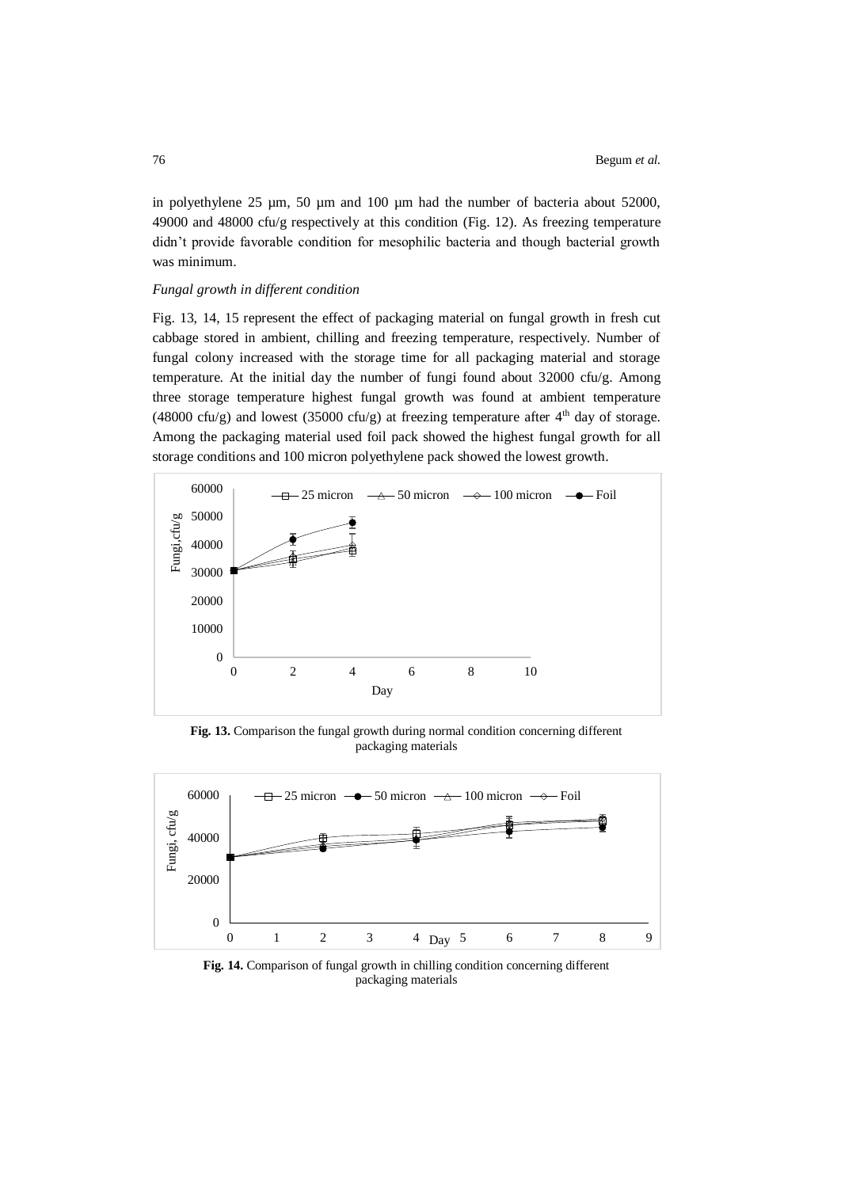in polyethylene 25 µm, 50 µm and 100 µm had the number of bacteria about 52000, 49000 and 48000 cfu/g respectively at this condition (Fig. 12). As freezing temperature didn't provide favorable condition for mesophilic bacteria and though bacterial growth was minimum.

*Fungal growth in different condition*

Fig. 13, 14, 15 represent the effect of packaging material on fungal growth in fresh cut cabbage stored in ambient, chilling and freezing temperature, respectively. Number of fungal colony increased with the storage time for all packaging material and storage temperature. At the initial day the number of fungi found about 32000 cfu/g. Among three storage temperature highest fungal growth was found at ambient temperature (48000 cfu/g) and lowest (35000 cfu/g) at freezing temperature after 4[th] day of storage. Among the packaging material used foil pack showed the highest fungal growth for all storage conditions and 100 micron polyethylene pack showed the lowest growth.

**Fig. 13.** Comparison the fungal growth during normal condition concerning different packaging materials

**Fig. 14.** Comparison of fungal growth in chilling condition concerning different packaging materials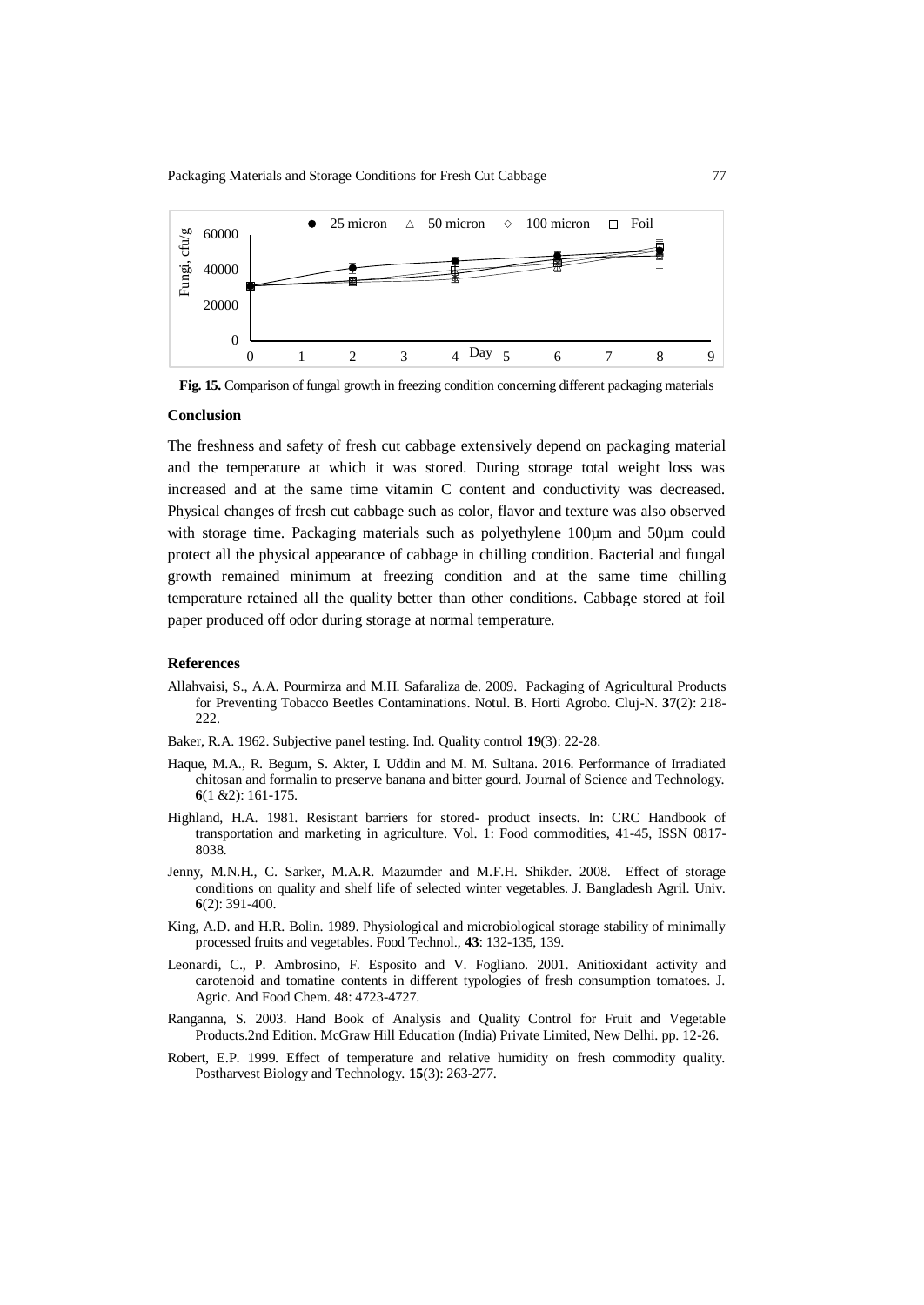25 micron
50 micron
100 micron
Foil

Fungi, cfu/g

60000
40000
20000
0

0 1 2 3 4 Day 5 6 7 8 9

**Fig. 15.** Comparison of fungal growth in freezing condition concerning different packaging materials

### Conclusion

The freshness and safety of fresh cut cabbage extensively depend on packaging material and the temperature at which it was stored. During storage total weight loss was increased and at the same time vitamin C content and conductivity was decreased. Physical changes of fresh cut cabbage such as color, flavor and texture was also observed with storage time. Packaging materials such as polyethylene 100µm and 50µm could protect all the physical appearance of cabbage in chilling condition. Bacterial and fungal growth remained minimum at freezing condition and at the same time chilling temperature retained all the quality better than other conditions. Cabbage stored at foil paper produced off odor during storage at normal temperature.

### References

Allahvaisi, S., A.A. Pourmirza and M.H. Safaraliza de. 2009. Packaging of Agricultural Products for Preventing Tobacco Beetles Contaminations. Notul. B. Horti Agrobo. Cluj-N. **37**(2): 218-222.

Baker, R.A. 1962. Subjective panel testing. Ind. Quality control **19**(3): 22-28.

Haque, M.A., R. Begum, S. Akter, I. Uddin and M. M. Sultana. 2016. Performance of Irradiated chitosan and formalin to preserve banana and bitter gourd. Journal of Science and Technology. **6**(1 &2): 161-175.

Highland, H.A. 1981. Resistant barriers for stored- product insects. In: CRC Handbook of transportation and marketing in agriculture. Vol. 1: Food commodities, 41-45, ISSN 0817-8038.

Jenny, M.N.H., C. Sarker, M.A.R. Mazumder and M.F.H. Shikder. 2008. Effect of storage conditions on quality and shelf life of selected winter vegetables. J. Bangladesh Agril. Univ. **6**(2): 391-400.

King, A.D. and H.R. Bolin. 1989. Physiological and microbiological storage stability of minimally processed fruits and vegetables. Food Technol., **43**: 132-135, 139.

Leonardi, C., P. Ambrosino, F. Esposito and V. Fogliano. 2001. Anitioxidant activity and carotenoid and tomatine contents in different typologies of fresh consumption tomatoes. J. Agric. And Food Chem. 48: 4723-4727.

Ranganna, S. 2003. Hand Book of Analysis and Quality Control for Fruit and Vegetable Products.2nd Edition. McGraw Hill Education (India) Private Limited, New Delhi. pp. 12-26.

Robert, E.P. 1999. Effect of temperature and relative humidity on fresh commodity quality. Postharvest Biology and Technology. **15**(3): 263-277.